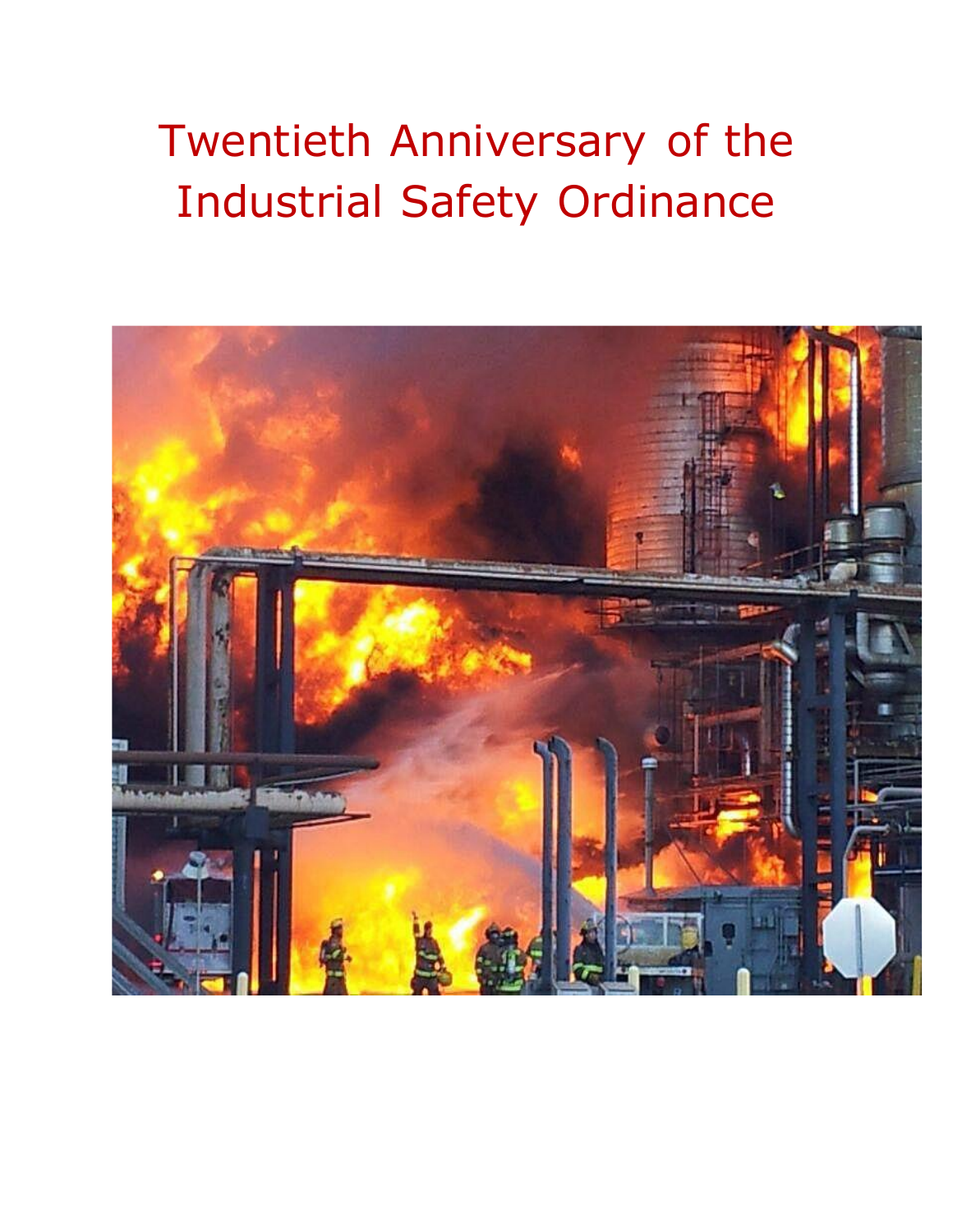# Twentieth Anniversary of the Industrial Safety Ordinance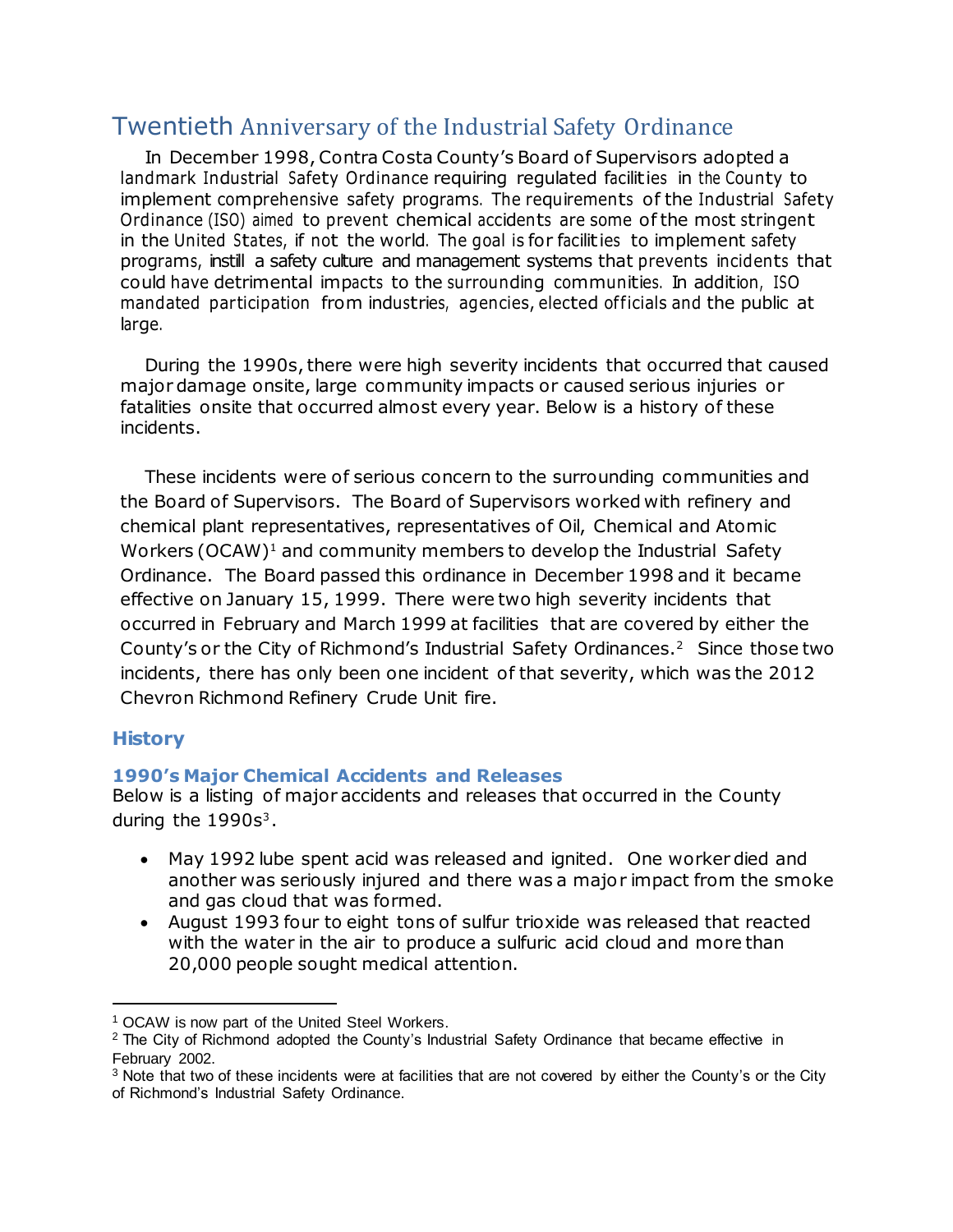# Twentieth Anniversary of the Industrial Safety Ordinance

In December 1998, Contra Costa County's Board of Supervisors adopted a landmark Industrial Safety Ordinance requiring regulated facilities in the County to implement comprehensive safety programs. The requirements of the Industrial Safety Ordinance (ISO) aimed to prevent chemical accidents are some of the most stringent in the United States, if not the world. The goal is for facilities to implement safety programs, instill a safety culture and management systems that prevents incidents that could have detrimental impacts to the surrounding communities. In addition, ISO mandated participation from industries, agencies, elected officials and the public at large.

During the 1990s, there were high severity incidents that occurred that caused major damage onsite, large community impacts or caused serious injuries or fatalities onsite that occurred almost every year. Below is a history of these incidents.

These incidents were of serious concern to the surrounding communities and the Board of Supervisors. The Board of Supervisors worked with refinery and chemical plant representatives, representatives of Oil, Chemical and Atomic Workers (OCAW)[1] and community members to develop the Industrial Safety Ordinance. The Board passed this ordinance in December 1998 and it became effective on January 15, 1999. There were two high severity incidents that occurred in February and March 1999 at facilities that are covered by either the County's or the City of Richmond's Industrial Safety Ordinances.[2] Since those two incidents, there has only been one incident of that severity, which was the 2012 Chevron Richmond Refinery Crude Unit fire.

## History

### 1990's Major Chemical Accidents and Releases

Below is a listing of major accidents and releases that occurred in the County during the 1990s[3].

- May 1992 lube spent acid was released and ignited. One worker died and another was seriously injured and there was a major impact from the smoke and gas cloud that was formed.
- August 1993 four to eight tons of sulfur trioxide was released that reacted with the water in the air to produce a sulfuric acid cloud and more than 20,000 people sought medical attention.

---

[1] OCAW is now part of the United Steel Workers.

[2] The City of Richmond adopted the County's Industrial Safety Ordinance that became effective in February 2002.

[3] Note that two of these incidents were at facilities that are not covered by either the County's or the City of Richmond's Industrial Safety Ordinance.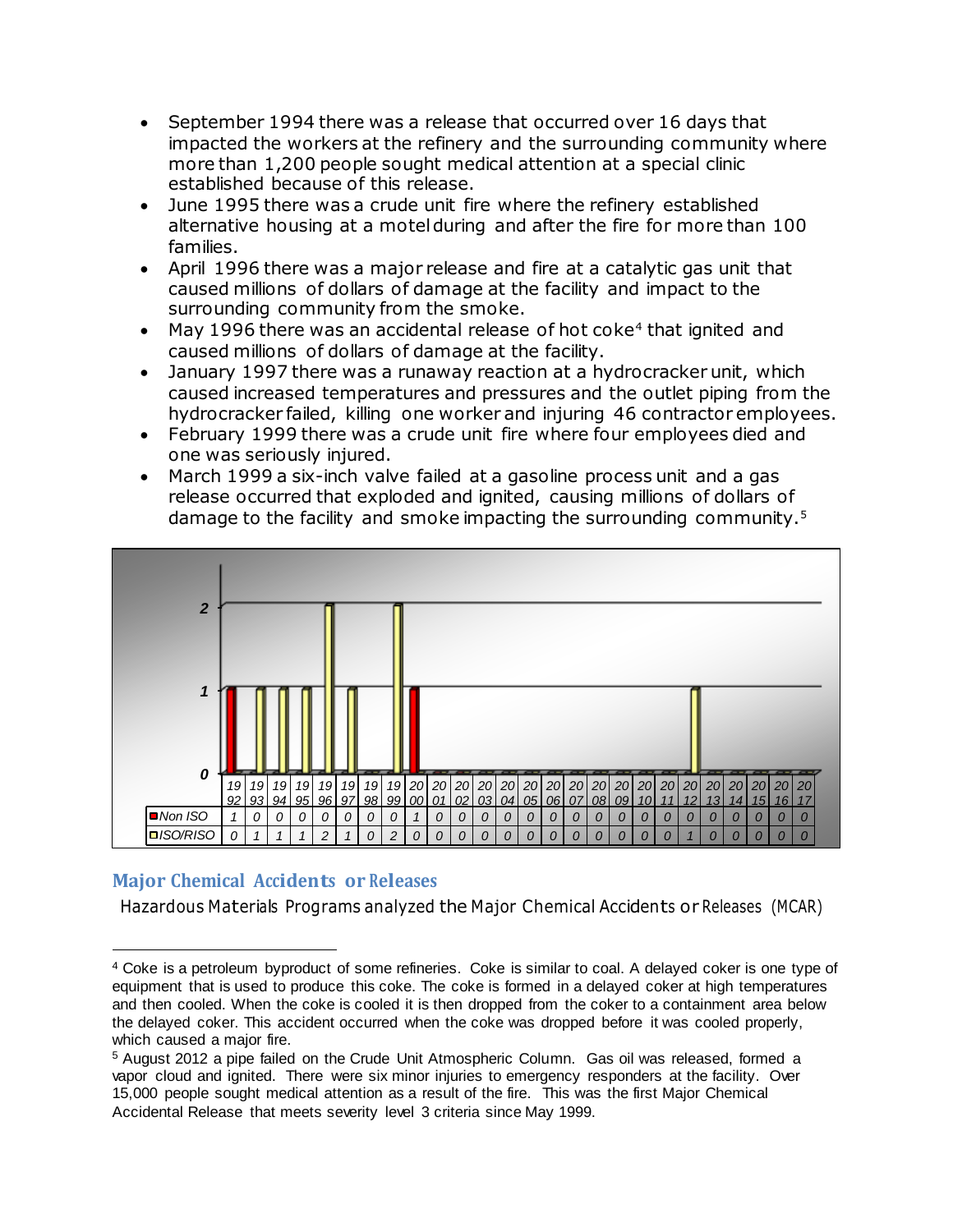- September 1994 there was a release that occurred over 16 days that impacted the workers at the refinery and the surrounding community where more than 1,200 people sought medical attention at a special clinic established because of this release.
- June 1995 there was a crude unit fire where the refinery established alternative housing at a motel during and after the fire for more than 100 families.
- April 1996 there was a major release and fire at a catalytic gas unit that caused millions of dollars of damage at the facility and impact to the surrounding community from the smoke.
- May 1996 there was an accidental release of hot coke[4] that ignited and caused millions of dollars of damage at the facility.
- January 1997 there was a runaway reaction at a hydrocracker unit, which caused increased temperatures and pressures and the outlet piping from the hydrocracker failed, killing one worker and injuring 46 contractor employees.
- February 1999 there was a crude unit fire where four employees died and one was seriously injured.
- March 1999 a six-inch valve failed at a gasoline process unit and a gas release occurred that exploded and ignited, causing millions of dollars of damage to the facility and smoke impacting the surrounding community.[5]

| | 1992 | 1993 | 1994 | 1995 | 1996 | 1997 | 1998 | 1999 | 2000 | 2001 | 2002 | 2003 | 2004 | 2005 | 2006 | 2007 | 2008 | 2009 | 2010 | 2011 | 2012 | 2013 | 2014 | 2015 | 2016 | 2017 |
|---|---|---|---|---|---|---|---|---|---|---|---|---|---|---|---|---|---|---|---|---|---|---|---|---|---|---|
| Non ISO | 1 | 0 | 0 | 0 | 0 | 0 | 0 | 0 | 1 | 0 | 0 | 0 | 0 | 0 | 0 | 0 | 0 | 0 | 0 | 0 | 0 | 0 | 0 | 0 | 0 | 0 |
| ISO/RISO | 0 | 1 | 1 | 1 | 2 | 1 | 0 | 2 | 0 | 0 | 0 | 0 | 0 | 0 | 0 | 0 | 0 | 0 | 0 | 0 | 1 | 0 | 0 | 0 | 0 | 0 |

## Major Chemical Accidents or Releases

Hazardous Materials Programs analyzed the Major Chemical Accidents or Releases (MCAR)

---

[4] Coke is a petroleum byproduct of some refineries. Coke is similar to coal. A delayed coker is one type of equipment that is used to produce this coke. The coke is formed in a delayed coker at high temperatures and then cooled. When the coke is cooled it is then dropped from the coker to a containment area below the delayed coker. This accident occurred when the coke was dropped before it was cooled properly, which caused a major fire.

[5] August 2012 a pipe failed on the Crude Unit Atmospheric Column. Gas oil was released, formed a vapor cloud and ignited. There were six minor injuries to emergency responders at the facility. Over 15,000 people sought medical attention as a result of the fire. This was the first Major Chemical Accidental Release that meets severity level 3 criteria since May 1999.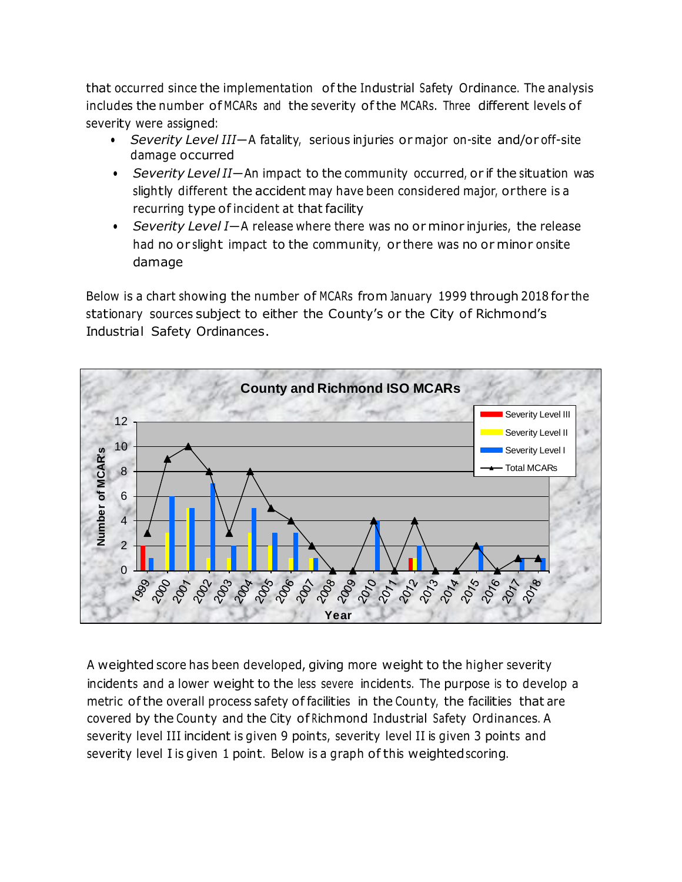that occurred since the implementation of the Industrial Safety Ordinance. The analysis includes the number of MCARs and the severity of the MCARs. Three different levels of severity were assigned:

- *Severity Level III*—A fatality, serious injuries or major on-site and/or off-site damage occurred
- *Severity Level II*—An impact to the community occurred, or if the situation was slightly different the accident may have been considered major, or there is a recurring type of incident at that facility
- *Severity Level I*—A release where there was no or minor injuries, the release had no or slight impact to the community, or there was no or minor onsite damage

Below is a chart showing the number of MCARs from January 1999 through 2018 for the stationary sources subject to either the County's or the City of Richmond's Industrial Safety Ordinances.

A weighted score has been developed, giving more weight to the higher severity incidents and a lower weight to the less severe incidents. The purpose is to develop a metric of the overall process safety of facilities in the County, the facilities that are covered by the County and the City of Richmond Industrial Safety Ordinances. A severity level III incident is given 9 points, severity level II is given 3 points and severity level I is given 1 point. Below is a graph of this weighted scoring.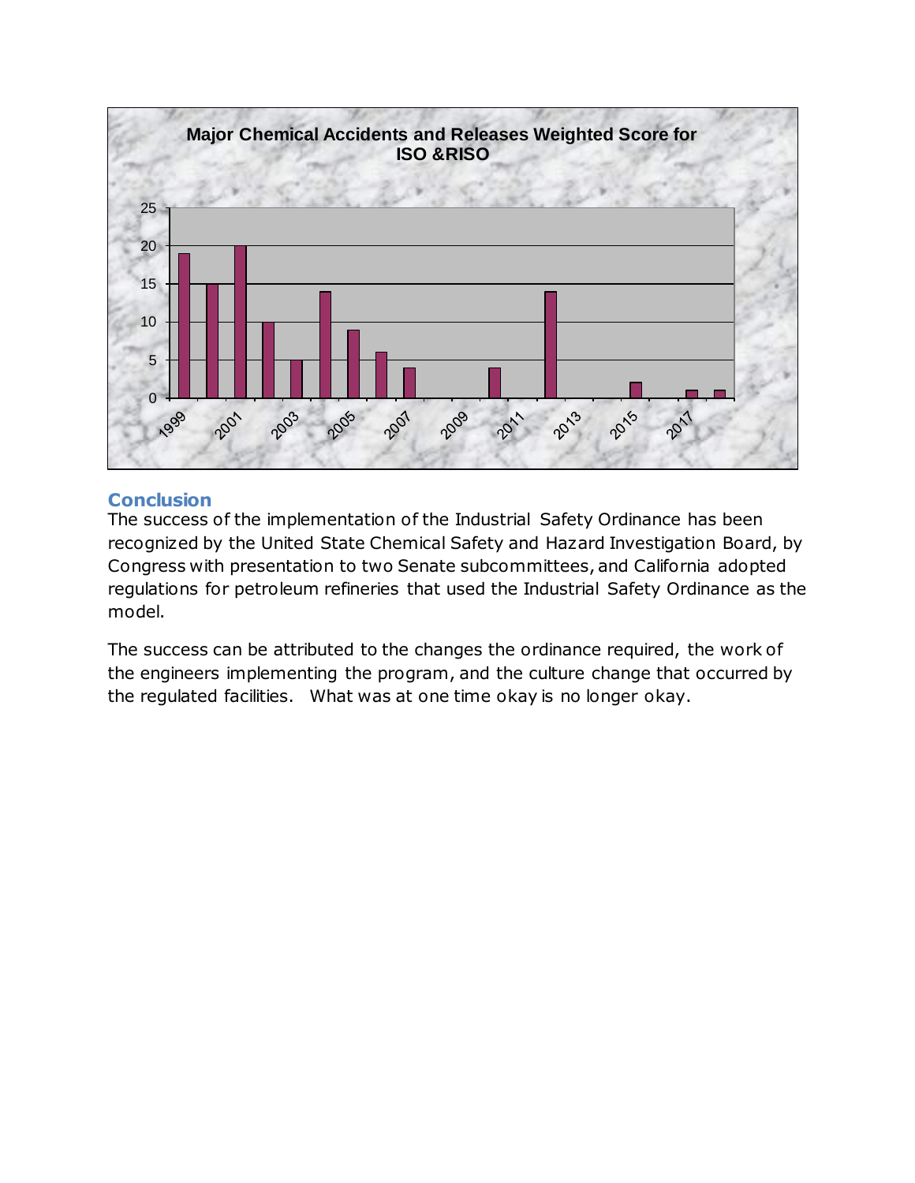Major Chemical Accidents and Releases Weighted Score for ISO &RISO

25
20
15
10
5
0

1999
2001
2003
2005
2007
2009
2011
2013
2015
2017

## Conclusion

The success of the implementation of the Industrial Safety Ordinance has been recognized by the United State Chemical Safety and Hazard Investigation Board, by Congress with presentation to two Senate subcommittees, and California adopted regulations for petroleum refineries that used the Industrial Safety Ordinance as the model.

The success can be attributed to the changes the ordinance required, the work of the engineers implementing the program, and the culture change that occurred by the regulated facilities. What was at one time okay is no longer okay.